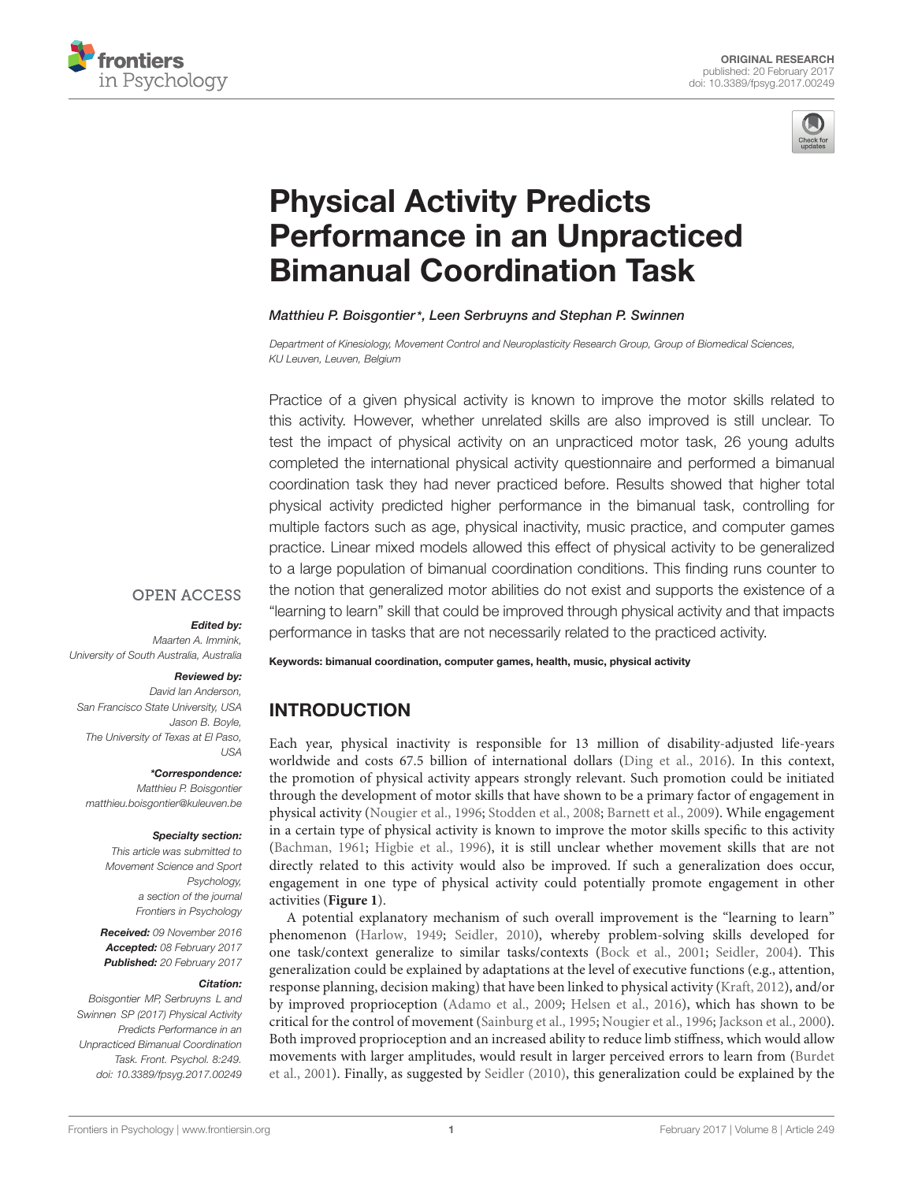ORIGINAL RESEARCH
published: 20 February 2017
doi: 10.3389/fpsyg.2017.00249

# Physical Activity Predicts Performance in an Unpracticed Bimanual Coordination Task

*Matthieu P. Boisgontier\*, Leen Serbruyns and Stephan P. Swinnen*

*Department of Kinesiology, Movement Control and Neuroplasticity Research Group, Group of Biomedical Sciences, KU Leuven, Leuven, Belgium*

Practice of a given physical activity is known to improve the motor skills related to this activity. However, whether unrelated skills are also improved is still unclear. To test the impact of physical activity on an unpracticed motor task, 26 young adults completed the international physical activity questionnaire and performed a bimanual coordination task they had never practiced before. Results showed that higher total physical activity predicted higher performance in the bimanual task, controlling for multiple factors such as age, physical inactivity, music practice, and computer games practice. Linear mixed models allowed this effect of physical activity to be generalized to a large population of bimanual coordination conditions. This finding runs counter to the notion that generalized motor abilities do not exist and supports the existence of a "learning to learn" skill that could be improved through physical activity and that impacts performance in tasks that are not necessarily related to the practiced activity.

**Keywords: bimanual coordination, computer games, health, music, physical activity**

OPEN ACCESS

***Edited by:***
Maarten A. Immink,
University of South Australia, Australia

***Reviewed by:***
David Ian Anderson,
San Francisco State University, USA
Jason B. Boyle,
The University of Texas at El Paso, USA

***\*Correspondence:***
Matthieu P. Boisgontier
matthieu.boisgontier@kuleuven.be

***Specialty section:***
This article was submitted to Movement Science and Sport Psychology, a section of the journal Frontiers in Psychology

***Received:*** 09 November 2016
***Accepted:*** 08 February 2017
***Published:*** 20 February 2017

***Citation:***
Boisgontier MP, Serbruyns L and Swinnen SP (2017) Physical Activity Predicts Performance in an Unpracticed Bimanual Coordination Task. Front. Psychol. 8:249. doi: 10.3389/fpsyg.2017.00249

## INTRODUCTION

Each year, physical inactivity is responsible for 13 million of disability-adjusted life-years worldwide and costs 67.5 billion of international dollars (Ding et al., 2016). In this context, the promotion of physical activity appears strongly relevant. Such promotion could be initiated through the development of motor skills that have shown to be a primary factor of engagement in physical activity (Nougier et al., 1996; Stodden et al., 2008; Barnett et al., 2009). While engagement in a certain type of physical activity is known to improve the motor skills specific to this activity (Bachman, 1961; Higbie et al., 1996), it is still unclear whether movement skills that are not directly related to this activity would also be improved. If such a generalization does occur, engagement in one type of physical activity could potentially promote engagement in other activities (**Figure 1**).

A potential explanatory mechanism of such overall improvement is the "learning to learn" phenomenon (Harlow, 1949; Seidler, 2010), whereby problem-solving skills developed for one task/context generalize to similar tasks/contexts (Bock et al., 2001; Seidler, 2004). This generalization could be explained by adaptations at the level of executive functions (e.g., attention, response planning, decision making) that have been linked to physical activity (Kraft, 2012), and/or by improved proprioception (Adamo et al., 2009; Helsen et al., 2016), which has shown to be critical for the control of movement (Sainburg et al., 1995; Nougier et al., 1996; Jackson et al., 2000). Both improved proprioception and an increased ability to reduce limb stiffness, which would allow movements with larger amplitudes, would result in larger perceived errors to learn from (Burdet et al., 2001). Finally, as suggested by Seidler (2010), this generalization could be explained by the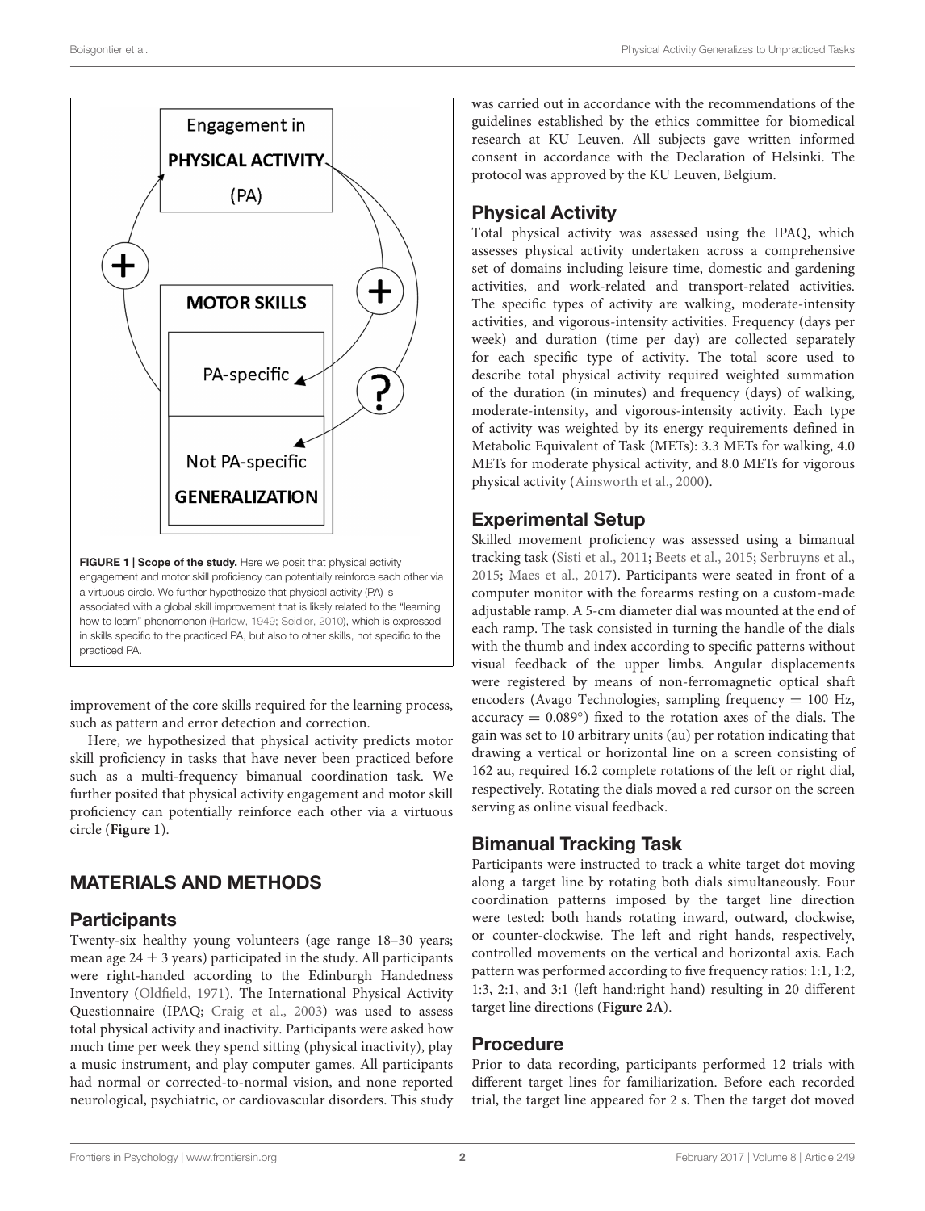FIGURE 1 | Scope of the study. Here we posit that physical activity engagement and motor skill proficiency can potentially reinforce each other via a virtuous circle. We further hypothesize that physical activity (PA) is associated with a global skill improvement that is likely related to the "learning how to learn" phenomenon (Harlow, 1949; Seidler, 2010), which is expressed in skills specific to the practiced PA, but also to other skills, not specific to the practiced PA.

improvement of the core skills required for the learning process, such as pattern and error detection and correction.

Here, we hypothesized that physical activity predicts motor skill proficiency in tasks that have never been practiced before such as a multi-frequency bimanual coordination task. We further posited that physical activity engagement and motor skill proficiency can potentially reinforce each other via a virtuous circle (**Figure 1**).

## MATERIALS AND METHODS

### Participants

Twenty-six healthy young volunteers (age range 18–30 years; mean age 24 ± 3 years) participated in the study. All participants were right-handed according to the Edinburgh Handedness Inventory (Oldfield, 1971). The International Physical Activity Questionnaire (IPAQ; Craig et al., 2003) was used to assess total physical activity and inactivity. Participants were asked how much time per week they spend sitting (physical inactivity), play a music instrument, and play computer games. All participants had normal or corrected-to-normal vision, and none reported neurological, psychiatric, or cardiovascular disorders. This study was carried out in accordance with the recommendations of the guidelines established by the ethics committee for biomedical research at KU Leuven. All subjects gave written informed consent in accordance with the Declaration of Helsinki. The protocol was approved by the KU Leuven, Belgium.

### Physical Activity

Total physical activity was assessed using the IPAQ, which assesses physical activity undertaken across a comprehensive set of domains including leisure time, domestic and gardening activities, and work-related and transport-related activities. The specific types of activity are walking, moderate-intensity activities, and vigorous-intensity activities. Frequency (days per week) and duration (time per day) are collected separately for each specific type of activity. The total score used to describe total physical activity required weighted summation of the duration (in minutes) and frequency (days) of walking, moderate-intensity, and vigorous-intensity activity. Each type of activity was weighted by its energy requirements defined in Metabolic Equivalent of Task (METs): 3.3 METs for walking, 4.0 METs for moderate physical activity, and 8.0 METs for vigorous physical activity (Ainsworth et al., 2000).

### Experimental Setup

Skilled movement proficiency was assessed using a bimanual tracking task (Sisti et al., 2011; Beets et al., 2015; Serbruyns et al., 2015; Maes et al., 2017). Participants were seated in front of a computer monitor with the forearms resting on a custom-made adjustable ramp. A 5-cm diameter dial was mounted at the end of each ramp. The task consisted in turning the handle of the dials with the thumb and index according to specific patterns without visual feedback of the upper limbs. Angular displacements were registered by means of non-ferromagnetic optical shaft encoders (Avago Technologies, sampling frequency = 100 Hz, accuracy = 0.089°) fixed to the rotation axes of the dials. The gain was set to 10 arbitrary units (au) per rotation indicating that drawing a vertical or horizontal line on a screen consisting of 162 au, required 16.2 complete rotations of the left or right dial, respectively. Rotating the dials moved a red cursor on the screen serving as online visual feedback.

### Bimanual Tracking Task

Participants were instructed to track a white target dot moving along a target line by rotating both dials simultaneously. Four coordination patterns imposed by the target line direction were tested: both hands rotating inward, outward, clockwise, or counter-clockwise. The left and right hands, respectively, controlled movements on the vertical and horizontal axis. Each pattern was performed according to five frequency ratios: 1:1, 1:2, 1:3, 2:1, and 3:1 (left hand:right hand) resulting in 20 different target line directions (**Figure 2A**).

### Procedure

Prior to data recording, participants performed 12 trials with different target lines for familiarization. Before each recorded trial, the target line appeared for 2 s. Then the target dot moved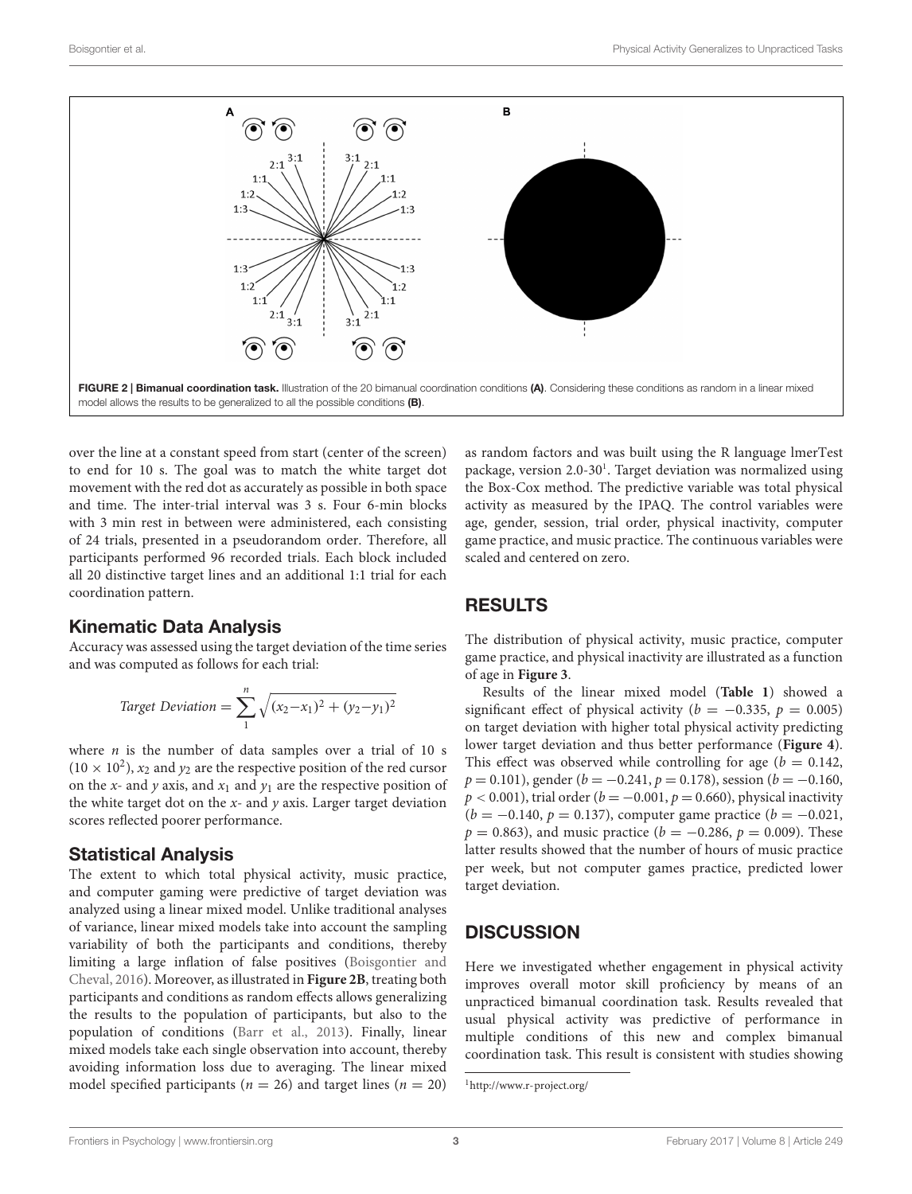FIGURE 2 | **Bimanual coordination task.** Illustration of the 20 bimanual coordination conditions **(A)**. Considering these conditions as random in a linear mixed model allows the results to be generalized to all the possible conditions **(B)**.

over the line at a constant speed from start (center of the screen) to end for 10 s. The goal was to match the white target dot movement with the red dot as accurately as possible in both space and time. The inter-trial interval was 3 s. Four 6-min blocks with 3 min rest in between were administered, each consisting of 24 trials, presented in a pseudorandom order. Therefore, all participants performed 96 recorded trials. Each block included all 20 distinctive target lines and an additional 1:1 trial for each coordination pattern.

## Kinematic Data Analysis

Accuracy was assessed using the target deviation of the time series and was computed as follows for each trial:

$$Target\ Deviation = \sum_{1}^{n} \sqrt{(x_2 - x_1)^2 + (y_2 - y_1)^2}$$

where $n$ is the number of data samples over a trial of 10 s ($10 \times 10^2$), $x_2$ and $y_2$ are the respective position of the red cursor on the $x$- and $y$ axis, and $x_1$ and $y_1$ are the respective position of the white target dot on the $x$- and $y$ axis. Larger target deviation scores reflected poorer performance.

## Statistical Analysis

The extent to which total physical activity, music practice, and computer gaming were predictive of target deviation was analyzed using a linear mixed model. Unlike traditional analyses of variance, linear mixed models take into account the sampling variability of both the participants and conditions, thereby limiting a large inflation of false positives (Boisgontier and Cheval, 2016). Moreover, as illustrated in **Figure 2B**, treating both participants and conditions as random effects allows generalizing the results to the population of participants, but also to the population of conditions (Barr et al., 2013). Finally, linear mixed models take each single observation into account, thereby avoiding information loss due to averaging. The linear mixed model specified participants ($n = 26$) and target lines ($n = 20$) as random factors and was built using the R language lmerTest package, version 2.0-30[1]. Target deviation was normalized using the Box-Cox method. The predictive variable was total physical activity as measured by the IPAQ. The control variables were age, gender, session, trial order, physical inactivity, computer game practice, and music practice. The continuous variables were scaled and centered on zero.

# RESULTS

The distribution of physical activity, music practice, computer game practice, and physical inactivity are illustrated as a function of age in **Figure 3**.

Results of the linear mixed model (**Table 1**) showed a significant effect of physical activity ($b = -0.335$, $p = 0.005$) on target deviation with higher total physical activity predicting lower target deviation and thus better performance (**Figure 4**). This effect was observed while controlling for age ($b = 0.142$, $p = 0.101$), gender ($b = -0.241$, $p = 0.178$), session ($b = -0.160$, $p < 0.001$), trial order ($b = -0.001$, $p = 0.660$), physical inactivity ($b = -0.140$, $p = 0.137$), computer game practice ($b = -0.021$, $p = 0.863$), and music practice ($b = -0.286$, $p = 0.009$). These latter results showed that the number of hours of music practice per week, but not computer games practice, predicted lower target deviation.

# DISCUSSION

Here we investigated whether engagement in physical activity improves overall motor skill proficiency by means of an unpracticed bimanual coordination task. Results revealed that usual physical activity was predictive of performance in multiple conditions of this new and complex bimanual coordination task. This result is consistent with studies showing

[1] http://www.r-project.org/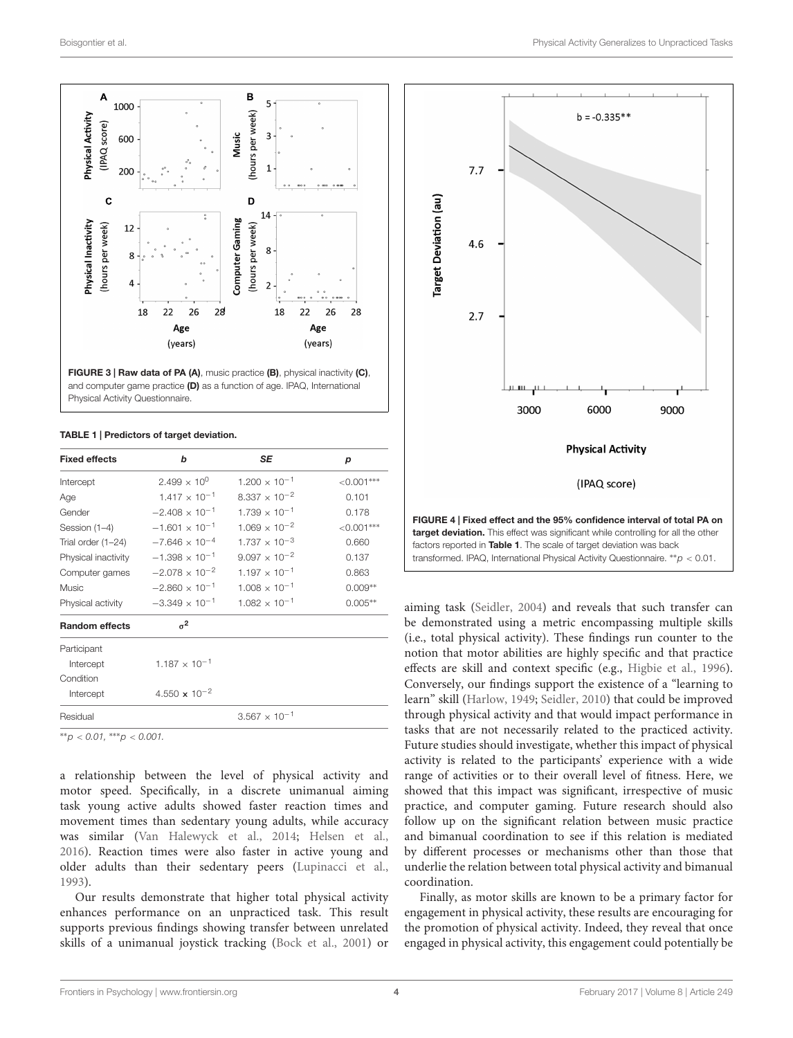FIGURE 3 | Raw data of PA (A), music practice (B), physical inactivity (C), and computer game practice (D) as a function of age. IPAQ, International Physical Activity Questionnaire.

TABLE 1 | Predictors of target deviation.

| Fixed effects | *b* | *SE* | *p* |
|---|---|---|---|
| Intercept | $2.499 \times 10^{0}$ | $1.200 \times 10^{-1}$ | <0.001*** |
| Age | $1.417 \times 10^{-1}$ | $8.337 \times 10^{-2}$ | 0.101 |
| Gender | $-2.408 \times 10^{-1}$ | $1.739 \times 10^{-1}$ | 0.178 |
| Session (1–4) | $-1.601 \times 10^{-1}$ | $1.069 \times 10^{-2}$ | <0.001*** |
| Trial order (1–24) | $-7.646 \times 10^{-4}$ | $1.737 \times 10^{-3}$ | 0.660 |
| Physical inactivity | $-1.398 \times 10^{-1}$ | $9.097 \times 10^{-2}$ | 0.137 |
| Computer games | $-2.078 \times 10^{-2}$ | $1.197 \times 10^{-1}$ | 0.863 |
| Music | $-2.860 \times 10^{-1}$ | $1.008 \times 10^{-1}$ | 0.009** |
| Physical activity | $-3.349 \times 10^{-1}$ | $1.082 \times 10^{-1}$ | 0.005** |
| **Random effects** | $\sigma^2$ | | |
| Participant | | | |
| Intercept | $1.187 \times 10^{-1}$ | | |
| Condition | | | |
| Intercept | $4.550 \times 10^{-2}$ | | |
| Residual | | $3.567 \times 10^{-1}$ | |

**$p < 0.01$, ***$p < 0.001$.

FIGURE 4 | Fixed effect and the 95% confidence interval of total PA on target deviation. This effect was significant while controlling for all the other factors reported in Table 1. The scale of target deviation was back transformed. IPAQ, International Physical Activity Questionnaire. **$p < 0.01$.

a relationship between the level of physical activity and motor speed. Specifically, in a discrete unimanual aiming task young active adults showed faster reaction times and movement times than sedentary young adults, while accuracy was similar (Van Halewyck et al., 2014; Helsen et al., 2016). Reaction times were also faster in active young and older adults than their sedentary peers (Lupinacci et al., 1993).

Our results demonstrate that higher total physical activity enhances performance on an unpracticed task. This result supports previous findings showing transfer between unrelated skills of a unimanual joystick tracking (Bock et al., 2001) or aiming task (Seidler, 2004) and reveals that such transfer can be demonstrated using a metric encompassing multiple skills (i.e., total physical activity). These findings run counter to the notion that motor abilities are highly specific and that practice effects are skill and context specific (e.g., Higbie et al., 1996). Conversely, our findings support the existence of a "learning to learn" skill (Harlow, 1949; Seidler, 2010) that could be improved through physical activity and that would impact performance in tasks that are not necessarily related to the practiced activity. Future studies should investigate, whether this impact of physical activity is related to the participants' experience with a wide range of activities or to their overall level of fitness. Here, we showed that this impact was significant, irrespective of music practice, and computer gaming. Future research should also follow up on the significant relation between music practice and bimanual coordination to see if this relation is mediated by different processes or mechanisms other than those that underlie the relation between total physical activity and bimanual coordination.

Finally, as motor skills are known to be a primary factor for engagement in physical activity, these results are encouraging for the promotion of physical activity. Indeed, they reveal that once engaged in physical activity, this engagement could potentially be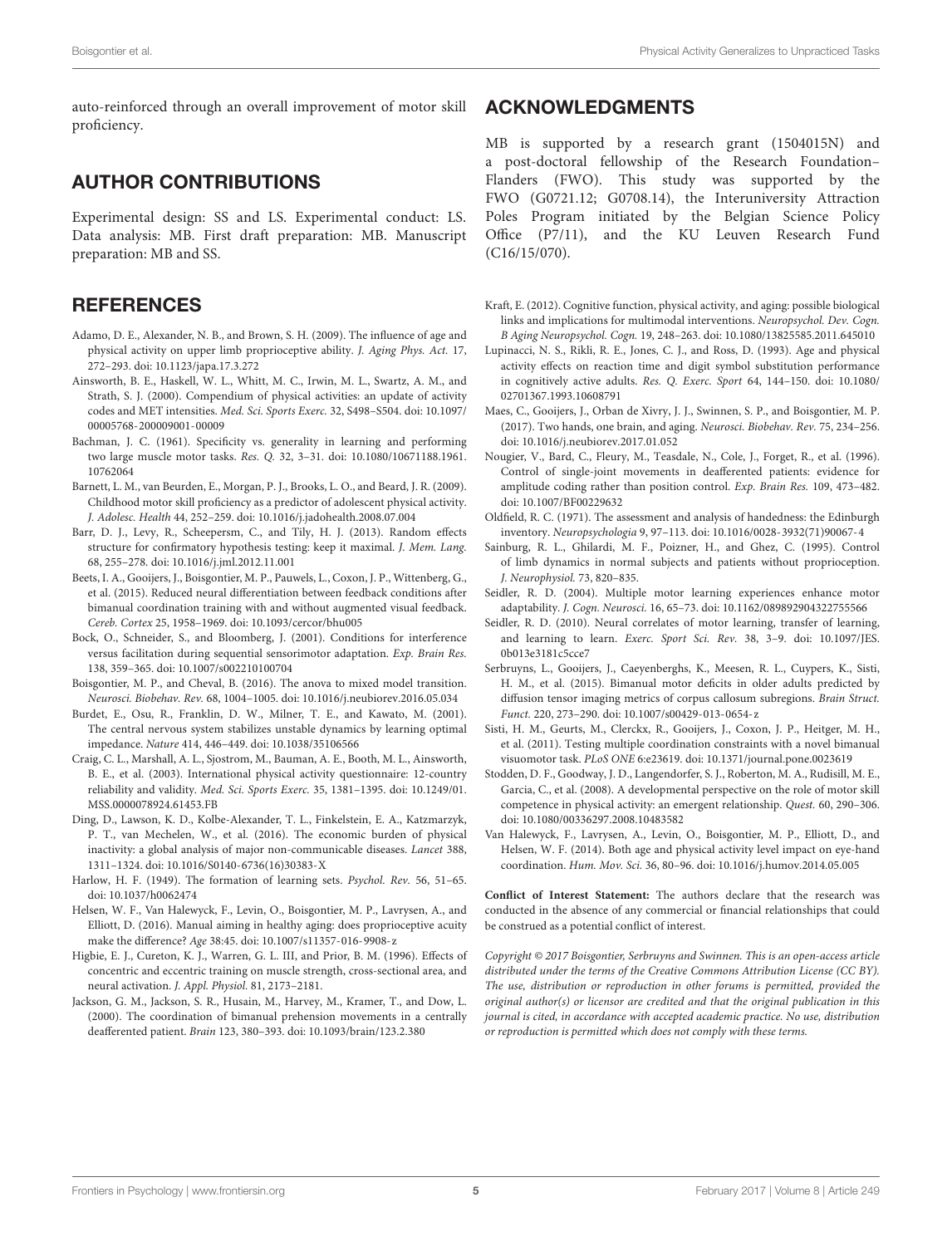auto-reinforced through an overall improvement of motor skill proficiency.

## AUTHOR CONTRIBUTIONS

Experimental design: SS and LS. Experimental conduct: LS. Data analysis: MB. First draft preparation: MB. Manuscript preparation: MB and SS.

## ACKNOWLEDGMENTS

MB is supported by a research grant (1504015N) and a post-doctoral fellowship of the Research Foundation–Flanders (FWO). This study was supported by the FWO (G0721.12; G0708.14), the Interuniversity Attraction Poles Program initiated by the Belgian Science Policy Office (P7/11), and the KU Leuven Research Fund (C16/15/070).

## REFERENCES

Adamo, D. E., Alexander, N. B., and Brown, S. H. (2009). The influence of age and physical activity on upper limb proprioceptive ability. *J. Aging Phys. Act.* 17, 272–293. doi: 10.1123/japa.17.3.272

Ainsworth, B. E., Haskell, W. L., Whitt, M. C., Irwin, M. L., Swartz, A. M., and Strath, S. J. (2000). Compendium of physical activities: an update of activity codes and MET intensities. *Med. Sci. Sports Exerc.* 32, S498–S504. doi: 10.1097/00005768-200009001-00009

Bachman, J. C. (1961). Specificity vs. generality in learning and performing two large muscle motor tasks. *Res. Q.* 32, 3–31. doi: 10.1080/10671188.1961.10762064

Barnett, L. M., van Beurden, E., Morgan, P. J., Brooks, L. O., and Beard, J. R. (2009). Childhood motor skill proficiency as a predictor of adolescent physical activity. *J. Adolesc. Health* 44, 252–259. doi: 10.1016/j.jadohealth.2008.07.004

Barr, D. J., Levy, R., Scheepersm, C., and Tily, H. J. (2013). Random effects structure for confirmatory hypothesis testing: keep it maximal. *J. Mem. Lang.* 68, 255–278. doi: 10.1016/j.jml.2012.11.001

Beets, I. A., Gooijers, J., Boisgontier, M. P., Pauwels, L., Coxon, J. P., Wittenberg, G., et al. (2015). Reduced neural differentiation between feedback conditions after bimanual coordination training with and without augmented visual feedback. *Cereb. Cortex* 25, 1958–1969. doi: 10.1093/cercor/bhu005

Bock, O., Schneider, S., and Bloomberg, J. (2001). Conditions for interference versus facilitation during sequential sensorimotor adaptation. *Exp. Brain Res.* 138, 359–365. doi: 10.1007/s002210100704

Boisgontier, M. P., and Cheval, B. (2016). The anova to mixed model transition. *Neurosci. Biobehav. Rev.* 68, 1004–1005. doi: 10.1016/j.neubiorev.2016.05.034

Burdet, E., Osu, R., Franklin, D. W., Milner, T. E., and Kawato, M. (2001). The central nervous system stabilizes unstable dynamics by learning optimal impedance. *Nature* 414, 446–449. doi: 10.1038/35106566

Craig, C. L., Marshall, A. L., Sjostrom, M., Bauman, A. E., Booth, M. L., Ainsworth, B. E., et al. (2003). International physical activity questionnaire: 12-country reliability and validity. *Med. Sci. Sports Exerc.* 35, 1381–1395. doi: 10.1249/01.MSS.0000078924.61453.FB

Ding, D., Lawson, K. D., Kolbe-Alexander, T. L., Finkelstein, E. A., Katzmarzyk, P. T., van Mechelen, W., et al. (2016). The economic burden of physical inactivity: a global analysis of major non-communicable diseases. *Lancet* 388, 1311–1324. doi: 10.1016/S0140-6736(16)30383-X

Harlow, H. F. (1949). The formation of learning sets. *Psychol. Rev.* 56, 51–65. doi: 10.1037/h0062474

Helsen, W. F., Van Halewyck, F., Levin, O., Boisgontier, M. P., Lavrysen, A., and Elliott, D. (2016). Manual aiming in healthy aging: does proprioceptive acuity make the difference? *Age* 38:45. doi: 10.1007/s11357-016-9908-z

Higbie, E. J., Cureton, K. J., Warren, G. L. III, and Prior, B. M. (1996). Effects of concentric and eccentric training on muscle strength, cross-sectional area, and neural activation. *J. Appl. Physiol.* 81, 2173–2181.

Jackson, G. M., Jackson, S. R., Husain, M., Harvey, M., Kramer, T., and Dow, L. (2000). The coordination of bimanual prehension movements in a centrally deafferented patient. *Brain* 123, 380–393. doi: 10.1093/brain/123.2.380

Kraft, E. (2012). Cognitive function, physical activity, and aging: possible biological links and implications for multimodal interventions. *Neuropsychol. Dev. Cogn. B Aging Neuropsychol. Cogn.* 19, 248–263. doi: 10.1080/13825585.2011.645010

Lupinacci, N. S., Rikli, R. E., Jones, C. J., and Ross, D. (1993). Age and physical activity effects on reaction time and digit symbol substitution performance in cognitively active adults. *Res. Q. Exerc. Sport* 64, 144–150. doi: 10.1080/02701367.1993.10608791

Maes, C., Gooijers, J., Orban de Xivry, J. J., Swinnen, S. P., and Boisgontier, M. P. (2017). Two hands, one brain, and aging. *Neurosci. Biobehav. Rev.* 75, 234–256. doi: 10.1016/j.neubiorev.2017.01.052

Nougier, V., Bard, C., Fleury, M., Teasdale, N., Cole, J., Forget, R., et al. (1996). Control of single-joint movements in deafferented patients: evidence for amplitude coding rather than position control. *Exp. Brain Res.* 109, 473–482. doi: 10.1007/BF00229632

Oldfield, R. C. (1971). The assessment and analysis of handedness: the Edinburgh inventory. *Neuropsychologia* 9, 97–113. doi: 10.1016/0028-3932(71)90067-4

Sainburg, R. L., Ghilardi, M. F., Poizner, H., and Ghez, C. (1995). Control of limb dynamics in normal subjects and patients without proprioception. *J. Neurophysiol.* 73, 820–835.

Seidler, R. D. (2004). Multiple motor learning experiences enhance motor adaptability. *J. Cogn. Neurosci.* 16, 65–73. doi: 10.1162/089892904322755566

Seidler, R. D. (2010). Neural correlates of motor learning, transfer of learning, and learning to learn. *Exerc. Sport Sci. Rev.* 38, 3–9. doi: 10.1097/JES.0b013e3181c5cce7

Serbruyns, L., Gooijers, J., Caeyenberghs, K., Meesen, R. L., Cuypers, K., Sisti, H. M., et al. (2015). Bimanual motor deficits in older adults predicted by diffusion tensor imaging metrics of corpus callosum subregions. *Brain Struct. Funct.* 220, 273–290. doi: 10.1007/s00429-013-0654-z

Sisti, H. M., Geurts, M., Clerckx, R., Gooijers, J., Coxon, J. P., Heitger, M. H., et al. (2011). Testing multiple coordination constraints with a novel bimanual visuomotor task. *PLoS ONE* 6:e23619. doi: 10.1371/journal.pone.0023619

Stodden, D. F., Goodway, J. D., Langendorfer, S. J., Roberton, M. A., Rudisill, M. E., Garcia, C., et al. (2008). A developmental perspective on the role of motor skill competence in physical activity: an emergent relationship. *Quest.* 60, 290–306. doi: 10.1080/00336297.2008.10483582

Van Halewyck, F., Lavrysen, A., Levin, O., Boisgontier, M. P., Elliott, D., and Helsen, W. F. (2014). Both age and physical activity level impact on eye-hand coordination. *Hum. Mov. Sci.* 36, 80–96. doi: 10.1016/j.humov.2014.05.005

**Conflict of Interest Statement:** The authors declare that the research was conducted in the absence of any commercial or financial relationships that could be construed as a potential conflict of interest.

*Copyright © 2017 Boisgontier, Serbruyns and Swinnen. This is an open-access article distributed under the terms of the Creative Commons Attribution License (CC BY). The use, distribution or reproduction in other forums is permitted, provided the original author(s) or licensor are credited and that the original publication in this journal is cited, in accordance with accepted academic practice. No use, distribution or reproduction is permitted which does not comply with these terms.*